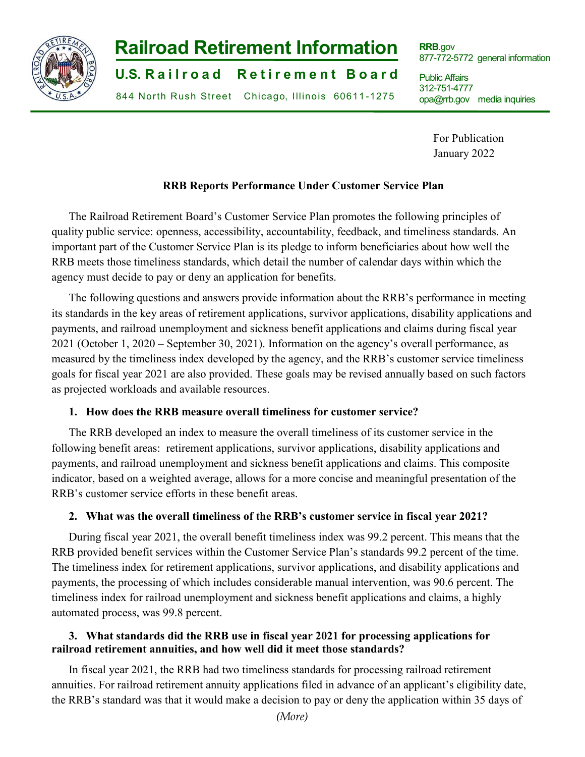# Railroad Retirement Information

**U.S. Railroad Retirement Board**

844 North Rush Street Chicago, Illinois 60611-1275

**RRB**.gov
877-772-5772 general information

Public Affairs
312-751-4777
opa@rrb.gov media inquiries

For Publication
January 2022

## RRB Reports Performance Under Customer Service Plan

The Railroad Retirement Board's Customer Service Plan promotes the following principles of quality public service: openness, accessibility, accountability, feedback, and timeliness standards. An important part of the Customer Service Plan is its pledge to inform beneficiaries about how well the RRB meets those timeliness standards, which detail the number of calendar days within which the agency must decide to pay or deny an application for benefits.

The following questions and answers provide information about the RRB's performance in meeting its standards in the key areas of retirement applications, survivor applications, disability applications and payments, and railroad unemployment and sickness benefit applications and claims during fiscal year 2021 (October 1, 2020 – September 30, 2021). Information on the agency's overall performance, as measured by the timeliness index developed by the agency, and the RRB's customer service timeliness goals for fiscal year 2021 are also provided. These goals may be revised annually based on such factors as projected workloads and available resources.

**1. How does the RRB measure overall timeliness for customer service?**

The RRB developed an index to measure the overall timeliness of its customer service in the following benefit areas: retirement applications, survivor applications, disability applications and payments, and railroad unemployment and sickness benefit applications and claims. This composite indicator, based on a weighted average, allows for a more concise and meaningful presentation of the RRB's customer service efforts in these benefit areas.

**2. What was the overall timeliness of the RRB's customer service in fiscal year 2021?**

During fiscal year 2021, the overall benefit timeliness index was 99.2 percent. This means that the RRB provided benefit services within the Customer Service Plan's standards 99.2 percent of the time. The timeliness index for retirement applications, survivor applications, and disability applications and payments, the processing of which includes considerable manual intervention, was 90.6 percent. The timeliness index for railroad unemployment and sickness benefit applications and claims, a highly automated process, was 99.8 percent.

**3. What standards did the RRB use in fiscal year 2021 for processing applications for railroad retirement annuities, and how well did it meet those standards?**

In fiscal year 2021, the RRB had two timeliness standards for processing railroad retirement annuities. For railroad retirement annuity applications filed in advance of an applicant's eligibility date, the RRB's standard was that it would make a decision to pay or deny the application within 35 days of

*(More)*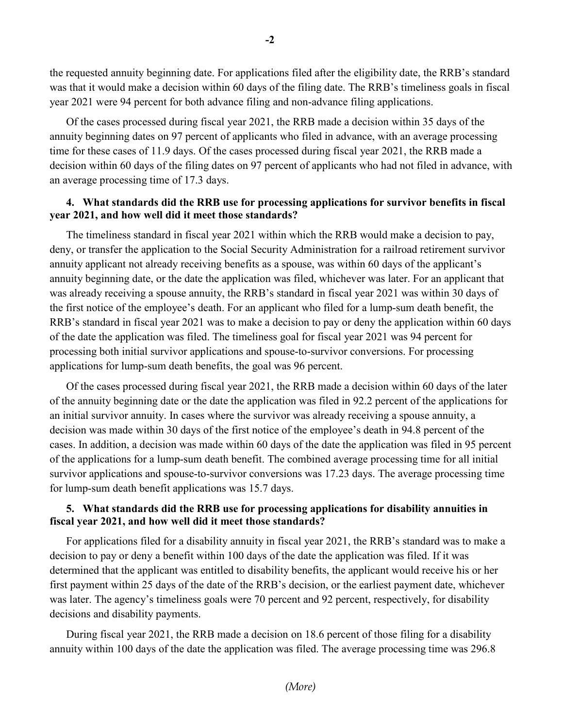the requested annuity beginning date. For applications filed after the eligibility date, the RRB's standard was that it would make a decision within 60 days of the filing date. The RRB's timeliness goals in fiscal year 2021 were 94 percent for both advance filing and non-advance filing applications.

Of the cases processed during fiscal year 2021, the RRB made a decision within 35 days of the annuity beginning dates on 97 percent of applicants who filed in advance, with an average processing time for these cases of 11.9 days. Of the cases processed during fiscal year 2021, the RRB made a decision within 60 days of the filing dates on 97 percent of applicants who had not filed in advance, with an average processing time of 17.3 days.

**4. What standards did the RRB use for processing applications for survivor benefits in fiscal year 2021, and how well did it meet those standards?**

The timeliness standard in fiscal year 2021 within which the RRB would make a decision to pay, deny, or transfer the application to the Social Security Administration for a railroad retirement survivor annuity applicant not already receiving benefits as a spouse, was within 60 days of the applicant's annuity beginning date, or the date the application was filed, whichever was later. For an applicant that was already receiving a spouse annuity, the RRB's standard in fiscal year 2021 was within 30 days of the first notice of the employee's death. For an applicant who filed for a lump-sum death benefit, the RRB's standard in fiscal year 2021 was to make a decision to pay or deny the application within 60 days of the date the application was filed. The timeliness goal for fiscal year 2021 was 94 percent for processing both initial survivor applications and spouse-to-survivor conversions. For processing applications for lump-sum death benefits, the goal was 96 percent.

Of the cases processed during fiscal year 2021, the RRB made a decision within 60 days of the later of the annuity beginning date or the date the application was filed in 92.2 percent of the applications for an initial survivor annuity. In cases where the survivor was already receiving a spouse annuity, a decision was made within 30 days of the first notice of the employee's death in 94.8 percent of the cases. In addition, a decision was made within 60 days of the date the application was filed in 95 percent of the applications for a lump-sum death benefit. The combined average processing time for all initial survivor applications and spouse-to-survivor conversions was 17.23 days. The average processing time for lump-sum death benefit applications was 15.7 days.

**5. What standards did the RRB use for processing applications for disability annuities in fiscal year 2021, and how well did it meet those standards?**

For applications filed for a disability annuity in fiscal year 2021, the RRB's standard was to make a decision to pay or deny a benefit within 100 days of the date the application was filed. If it was determined that the applicant was entitled to disability benefits, the applicant would receive his or her first payment within 25 days of the date of the RRB's decision, or the earliest payment date, whichever was later. The agency's timeliness goals were 70 percent and 92 percent, respectively, for disability decisions and disability payments.

During fiscal year 2021, the RRB made a decision on 18.6 percent of those filing for a disability annuity within 100 days of the date the application was filed. The average processing time was 296.8

*(More)*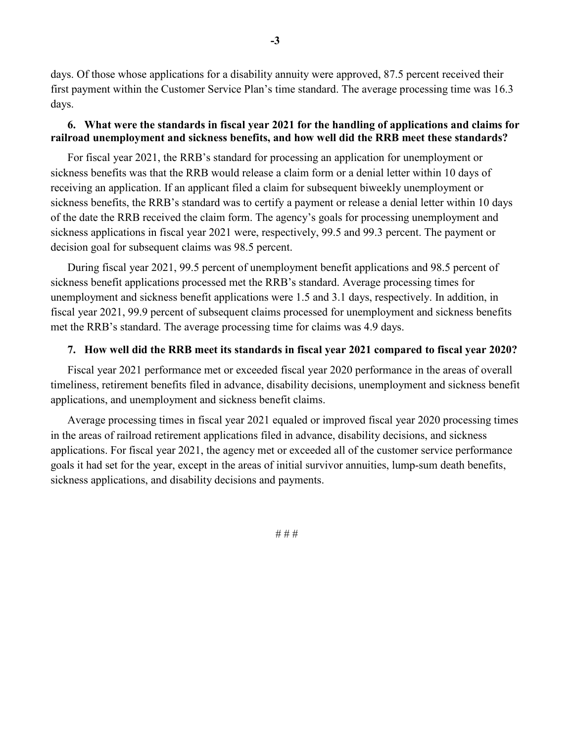days. Of those whose applications for a disability annuity were approved, 87.5 percent received their first payment within the Customer Service Plan's time standard. The average processing time was 16.3 days.

**6. What were the standards in fiscal year 2021 for the handling of applications and claims for railroad unemployment and sickness benefits, and how well did the RRB meet these standards?**

For fiscal year 2021, the RRB's standard for processing an application for unemployment or sickness benefits was that the RRB would release a claim form or a denial letter within 10 days of receiving an application. If an applicant filed a claim for subsequent biweekly unemployment or sickness benefits, the RRB's standard was to certify a payment or release a denial letter within 10 days of the date the RRB received the claim form. The agency's goals for processing unemployment and sickness applications in fiscal year 2021 were, respectively, 99.5 and 99.3 percent. The payment or decision goal for subsequent claims was 98.5 percent.

During fiscal year 2021, 99.5 percent of unemployment benefit applications and 98.5 percent of sickness benefit applications processed met the RRB's standard. Average processing times for unemployment and sickness benefit applications were 1.5 and 3.1 days, respectively. In addition, in fiscal year 2021, 99.9 percent of subsequent claims processed for unemployment and sickness benefits met the RRB's standard. The average processing time for claims was 4.9 days.

**7. How well did the RRB meet its standards in fiscal year 2021 compared to fiscal year 2020?**

Fiscal year 2021 performance met or exceeded fiscal year 2020 performance in the areas of overall timeliness, retirement benefits filed in advance, disability decisions, unemployment and sickness benefit applications, and unemployment and sickness benefit claims.

Average processing times in fiscal year 2021 equaled or improved fiscal year 2020 processing times in the areas of railroad retirement applications filed in advance, disability decisions, and sickness applications. For fiscal year 2021, the agency met or exceeded all of the customer service performance goals it had set for the year, except in the areas of initial survivor annuities, lump-sum death benefits, sickness applications, and disability decisions and payments.

# # #